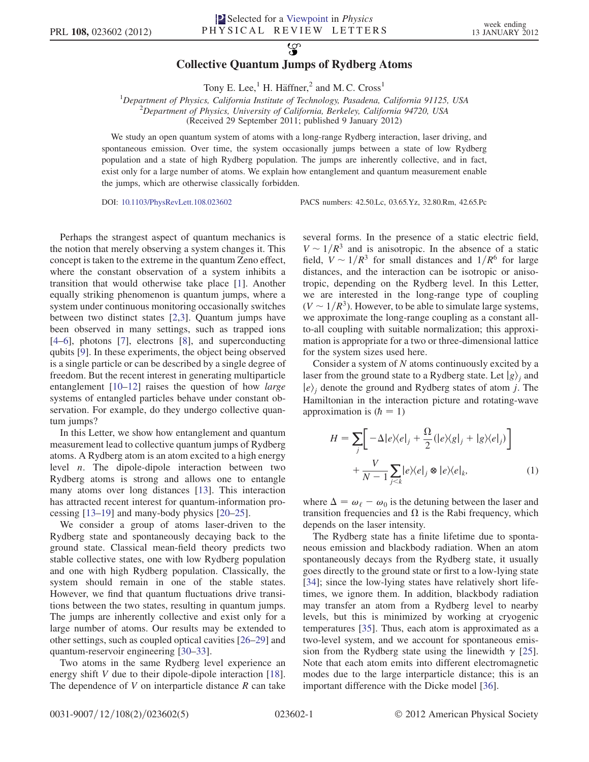# Collective Quantum Jumps of Rydberg Atoms

Tony E. Lee,[1] H. Häffner,[2] and M. C. Cross[1]

[1]Department of Physics, California Institute of Technology, Pasadena, California 91125, USA
[2]Department of Physics, University of California, Berkeley, California 94720, USA
(Received 29 September 2011; published 9 January 2012)

We study an open quantum system of atoms with a long-range Rydberg interaction, laser driving, and spontaneous emission. Over time, the system occasionally jumps between a state of low Rydberg population and a state of high Rydberg population. The jumps are inherently collective, and in fact, exist only for a large number of atoms. We explain how entanglement and quantum measurement enable the jumps, which are otherwise classically forbidden.

DOI: 10.1103/PhysRevLett.108.023602 PACS numbers: 42.50.Lc, 03.65.Yz, 32.80.Rm, 42.65.Pc

Perhaps the strangest aspect of quantum mechanics is the notion that merely observing a system changes it. This concept is taken to the extreme in the quantum Zeno effect, where the constant observation of a system inhibits a transition that would otherwise take place [1]. Another equally striking phenomenon is quantum jumps, where a system under continuous monitoring occasionally switches between two distinct states [2,3]. Quantum jumps have been observed in many settings, such as trapped ions [4–6], photons [7], electrons [8], and superconducting qubits [9]. In these experiments, the object being observed is a single particle or can be described by a single degree of freedom. But the recent interest in generating multiparticle entanglement [10–12] raises the question of how *large* systems of entangled particles behave under constant observation. For example, do they undergo collective quantum jumps?

In this Letter, we show how entanglement and quantum measurement lead to collective quantum jumps of Rydberg atoms. A Rydberg atom is an atom excited to a high energy level $n$. The dipole-dipole interaction between two Rydberg atoms is strong and allows one to entangle many atoms over long distances [13]. This interaction has attracted recent interest for quantum-information processing [13–19] and many-body physics [20–25].

We consider a group of atoms laser-driven to the Rydberg state and spontaneously decaying back to the ground state. Classical mean-field theory predicts two stable collective states, one with low Rydberg population and one with high Rydberg population. Classically, the system should remain in one of the stable states. However, we find that quantum fluctuations drive transitions between the two states, resulting in quantum jumps. The jumps are inherently collective and exist only for a large number of atoms. Our results may be extended to other settings, such as coupled optical cavities [26–29] and quantum-reservoir engineering [30–33].

Two atoms in the same Rydberg level experience an energy shift $V$ due to their dipole-dipole interaction [18]. The dependence of $V$ on interparticle distance $R$ can take several forms. In the presence of a static electric field, $V \sim 1/R^3$ and is anisotropic. In the absence of a static field, $V \sim 1/R^3$ for small distances and $1/R^6$ for large distances, and the interaction can be isotropic or anisotropic, depending on the Rydberg level. In this Letter, we are interested in the long-range type of coupling ($V \sim 1/R^3$). However, to be able to simulate large systems, we approximate the long-range coupling as a constant all-to-all coupling with suitable normalization; this approximation is appropriate for a two or three-dimensional lattice for the system sizes used here.

Consider a system of $N$ atoms continuously excited by a laser from the ground state to a Rydberg state. Let $|g\rangle_j$ and $|e\rangle_j$ denote the ground and Rydberg states of atom $j$. The Hamiltonian in the interaction picture and rotating-wave approximation is ($\hbar = 1$)

$$H = \sum_j \left[ -\Delta |e\rangle\langle e|_j + \frac{\Omega}{2}(|e\rangle\langle g|_j + |g\rangle\langle e|_j) \right] + \frac{V}{N-1}\sum_{j<k} |e\rangle\langle e|_j \otimes |e\rangle\langle e|_k, \tag{1}$$

where $\Delta = \omega_\ell - \omega_0$ is the detuning between the laser and transition frequencies and $\Omega$ is the Rabi frequency, which depends on the laser intensity.

The Rydberg state has a finite lifetime due to spontaneous emission and blackbody radiation. When an atom spontaneously decays from the Rydberg state, it usually goes directly to the ground state or first to a low-lying state [34]; since the low-lying states have relatively short lifetimes, we ignore them. In addition, blackbody radiation may transfer an atom from a Rydberg level to nearby levels, but this is minimized by working at cryogenic temperatures [35]. Thus, each atom is approximated as a two-level system, and we account for spontaneous emission from the Rydberg state using the linewidth $\gamma$ [25]. Note that each atom emits into different electromagnetic modes due to the large interparticle distance; this is an important difference with the Dicke model [36].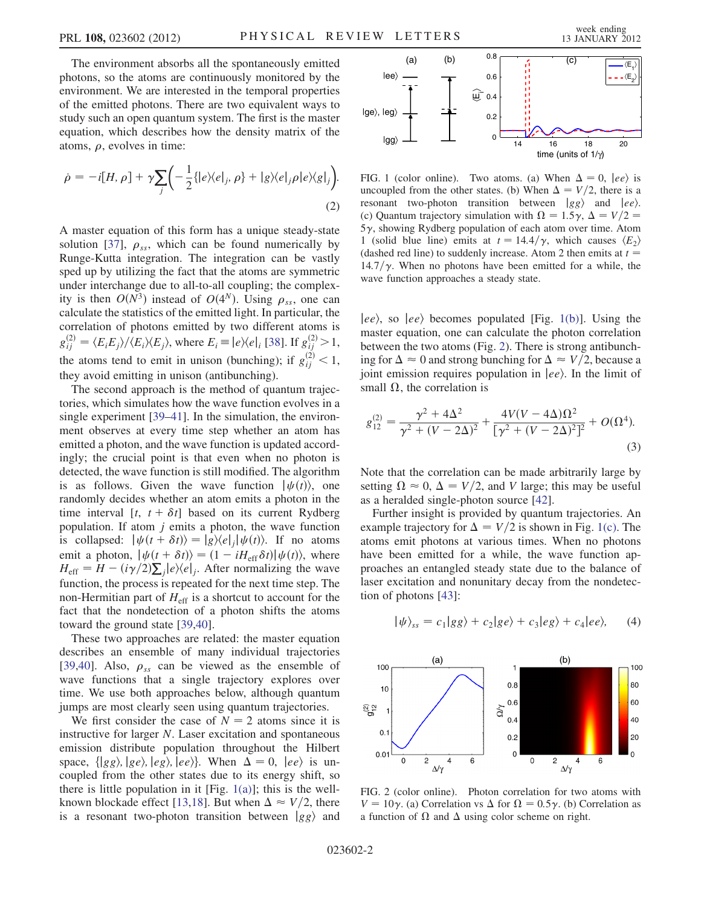The environment absorbs all the spontaneously emitted photons, so the atoms are continuously monitored by the environment. We are interested in the temporal properties of the emitted photons. There are two equivalent ways to study such an open quantum system. The first is the master equation, which describes how the density matrix of the atoms, $\rho$, evolves in time:

$$\dot{\rho} = -i[H, \rho] + \gamma \sum_j \left( -\frac{1}{2}\{|e\rangle\langle e|_j, \rho\} + |g\rangle\langle e|_j \rho |e\rangle\langle g|_j \right). \tag{2}$$

A master equation of this form has a unique steady-state solution [37], $\rho_{ss}$, which can be found numerically by Runge-Kutta integration. The integration can be vastly sped up by utilizing the fact that the atoms are symmetric under interchange due to all-to-all coupling; the complexity is then $O(N^3)$ instead of $O(4^N)$. Using $\rho_{ss}$, one can calculate the statistics of the emitted light. In particular, the correlation of photons emitted by two different atoms is $g^{(2)}_{ij} = \langle E_i E_j \rangle / \langle E_i \rangle \langle E_j \rangle$, where $E_i \equiv |e\rangle\langle e|_i$ [38]. If $g^{(2)}_{ij} > 1$, the atoms tend to emit in unison (bunching); if $g^{(2)}_{ij} < 1$, they avoid emitting in unison (antibunching).

The second approach is the method of quantum trajectories, which simulates how the wave function evolves in a single experiment [39–41]. In the simulation, the environment observes at every time step whether an atom has emitted a photon, and the wave function is updated accordingly; the crucial point is that even when no photon is detected, the wave function is still modified. The algorithm is as follows. Given the wave function $|\psi(t)\rangle$, one randomly decides whether an atom emits a photon in the time interval $[t, t + \delta t]$ based on its current Rydberg population. If atom $j$ emits a photon, the wave function is collapsed: $|\psi(t + \delta t)\rangle = |g\rangle\langle e|_j |\psi(t)\rangle$. If no atoms emit a photon, $|\psi(t + \delta t)\rangle = (1 - iH_{\text{eff}}\delta t)|\psi(t)\rangle$, where $H_{\text{eff}} = H - (i\gamma/2)\sum_j |e\rangle\langle e|_j$. After normalizing the wave function, the process is repeated for the next time step. The non-Hermitian part of $H_{\text{eff}}$ is a shortcut to account for the fact that the nondetection of a photon shifts the atoms toward the ground state [39,40].

These two approaches are related: the master equation describes an ensemble of many individual trajectories [39,40]. Also, $\rho_{ss}$ can be viewed as the ensemble of wave functions that a single trajectory explores over time. We use both approaches below, although quantum jumps are most clearly seen using quantum trajectories.

We first consider the case of $N = 2$ atoms since it is instructive for larger $N$. Laser excitation and spontaneous emission distribute population throughout the Hilbert space, $\{|gg\rangle, |ge\rangle, |eg\rangle, |ee\rangle\}$. When $\Delta = 0$, $|ee\rangle$ is uncoupled from the other states due to its energy shift, so there is little population in it [Fig. 1(a)]; this is the well-known blockade effect [13,18]. But when $\Delta \approx V/2$, there is a resonant two-photon transition between $|gg\rangle$ and $|ee\rangle$, so $|ee\rangle$ becomes populated [Fig. 1(b)]. Using the master equation, one can calculate the photon correlation between the two atoms (Fig. 2). There is strong antibunching for $\Delta \approx 0$ and strong bunching for $\Delta \approx V/2$, because a joint emission requires population in $|ee\rangle$. In the limit of small $\Omega$, the correlation is

$$g^{(2)}_{12} = \frac{\gamma^2 + 4\Delta^2}{\gamma^2 + (V - 2\Delta)^2} + \frac{4V(V - 4\Delta)\Omega^2}{[\gamma^2 + (V - 2\Delta)^2]^2} + O(\Omega^4). \tag{3}$$

Note that the correlation can be made arbitrarily large by setting $\Omega \approx 0$, $\Delta = V/2$, and $V$ large; this may be useful as a heralded single-photon source [42].

Further insight is provided by quantum trajectories. An example trajectory for $\Delta = V/2$ is shown in Fig. 1(c). The atoms emit photons at various times. When no photons have been emitted for a while, the wave function approaches an entangled steady state due to the balance of laser excitation and nonunitary decay from the nondetection of photons [43]:

$$|\psi\rangle_{ss} = c_1|gg\rangle + c_2|ge\rangle + c_3|eg\rangle + c_4|ee\rangle, \tag{4}$$

FIG. 1 (color online). Two atoms. (a) When $\Delta = 0$, $|ee\rangle$ is uncoupled from the other states. (b) When $\Delta = V/2$, there is a resonant two-photon transition between $|gg\rangle$ and $|ee\rangle$. (c) Quantum trajectory simulation with $\Omega = 1.5\gamma$, $\Delta = V/2 = 5\gamma$, showing Rydberg population of each atom over time. Atom 1 (solid blue line) emits at $t = 14.4/\gamma$, which causes $\langle E_2 \rangle$ (dashed red line) to suddenly increase. Atom 2 then emits at $t = 14.7/\gamma$. When no photons have been emitted for a while, the wave function approaches a steady state.

FIG. 2 (color online). Photon correlation for two atoms with $V = 10\gamma$. (a) Correlation vs $\Delta$ for $\Omega = 0.5\gamma$. (b) Correlation as a function of $\Omega$ and $\Delta$ using color scheme on right.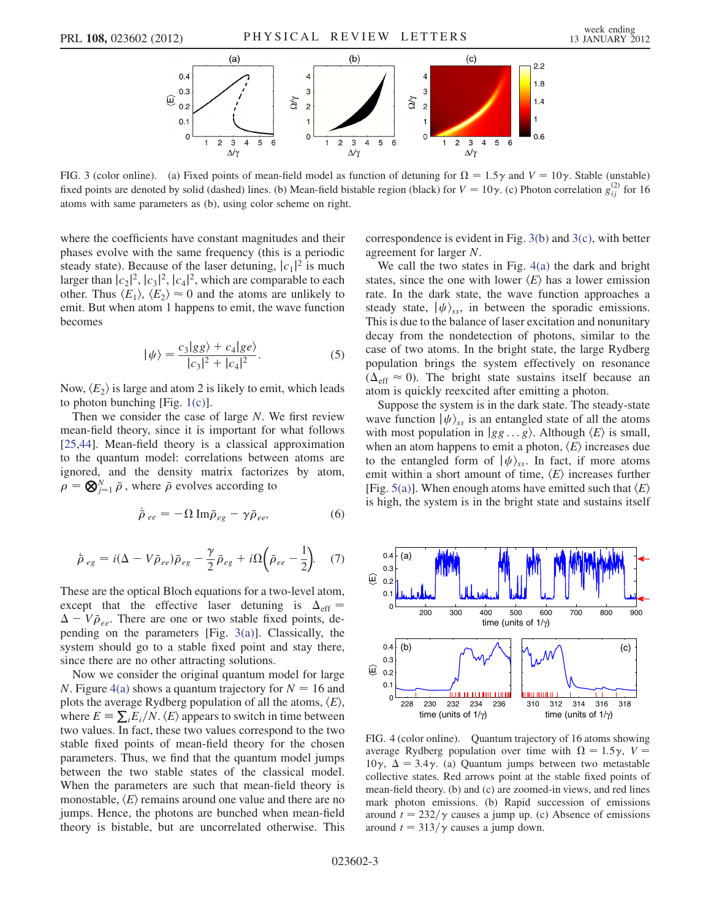FIG. 3 (color online). (a) Fixed points of mean-field model as function of detuning for $\Omega = 1.5\gamma$ and $V = 10\gamma$. Stable (unstable) fixed points are denoted by solid (dashed) lines. (b) Mean-field bistable region (black) for $V = 10\gamma$. (c) Photon correlation $g_{ij}^{(2)}$ for 16 atoms with same parameters as (b), using color scheme on right.

where the coefficients have constant magnitudes and their phases evolve with the same frequency (this is a periodic steady state). Because of the laser detuning, $|c_1|^2$ is much larger than $|c_2|^2, |c_3|^2, |c_4|^2$, which are comparable to each other. Thus $\langle E_1 \rangle, \langle E_2 \rangle \approx 0$ and the atoms are unlikely to emit. But when atom 1 happens to emit, the wave function becomes

$$|\psi\rangle = \frac{c_3|gg\rangle + c_4|ge\rangle}{|c_3|^2 + |c_4|^2}. \tag{5}$$

Now, $\langle E_2 \rangle$ is large and atom 2 is likely to emit, which leads to photon bunching [Fig. 1(c)].

Then we consider the case of large $N$. We first review mean-field theory, since it is important for what follows [25,44]. Mean-field theory is a classical approximation to the quantum model: correlations between atoms are ignored, and the density matrix factorizes by atom, $\rho = \bigotimes_{j=1}^{N} \bar{\rho}$, where $\bar{\rho}$ evolves according to

$$\dot{\bar{\rho}}_{ee} = -\Omega \, \mathrm{Im} \bar{\rho}_{eg} - \gamma \bar{\rho}_{ee}, \tag{6}$$

$$\dot{\bar{\rho}}_{eg} = i(\Delta - V\bar{\rho}_{ee})\bar{\rho}_{eg} - \frac{\gamma}{2}\bar{\rho}_{eg} + i\Omega\left(\bar{\rho}_{ee} - \frac{1}{2}\right). \tag{7}$$

These are the optical Bloch equations for a two-level atom, except that the effective laser detuning is $\Delta_{\mathrm{eff}} = \Delta - V\bar{\rho}_{ee}$. There are one or two stable fixed points, depending on the parameters [Fig. 3(a)]. Classically, the system should go to a stable fixed point and stay there, since there are no other attracting solutions.

Now we consider the original quantum model for large $N$. Figure 4(a) shows a quantum trajectory for $N = 16$ and plots the average Rydberg population of all the atoms, $\langle E \rangle$, where $E \equiv \sum_i E_i / N$. $\langle E \rangle$ appears to switch in time between two values. In fact, these two values correspond to the two stable fixed points of mean-field theory for the chosen parameters. Thus, we find that the quantum model jumps between the two stable states of the classical model. When the parameters are such that mean-field theory is monostable, $\langle E \rangle$ remains around one value and there are no jumps. Hence, the photons are bunched when mean-field theory is bistable, but are uncorrelated otherwise. This correspondence is evident in Fig. 3(b) and 3(c), with better agreement for larger $N$.

We call the two states in Fig. 4(a) the dark and bright states, since the one with lower $\langle E \rangle$ has a lower emission rate. In the dark state, the wave function approaches a steady state, $|\psi\rangle_{ss}$, in between the sporadic emissions. This is due to the balance of laser excitation and nonunitary decay from the nondetection of photons, similar to the case of two atoms. In the bright state, the large Rydberg population brings the system effectively on resonance ($\Delta_{\mathrm{eff}} \approx 0$). The bright state sustains itself because an atom is quickly reexcited after emitting a photon.

Suppose the system is in the dark state. The steady-state wave function $|\psi\rangle_{ss}$ is an entangled state of all the atoms with most population in $|gg \ldots g\rangle$. Although $\langle E \rangle$ is small, when an atom happens to emit a photon, $\langle E \rangle$ increases due to the entangled form of $|\psi\rangle_{ss}$. In fact, if more atoms emit within a short amount of time, $\langle E \rangle$ increases further [Fig. 5(a)]. When enough atoms have emitted such that $\langle E \rangle$ is high, the system is in the bright state and sustains itself

FIG. 4 (color online). Quantum trajectory of 16 atoms showing average Rydberg population over time with $\Omega = 1.5\gamma$, $V = 10\gamma$, $\Delta = 3.4\gamma$. (a) Quantum jumps between two metastable collective states. Red arrows point at the stable fixed points of mean-field theory. (b) and (c) are zoomed-in views, and red lines mark photon emissions. (b) Rapid succession of emissions around $t = 232/\gamma$ causes a jump up. (c) Absence of emissions around $t = 313/\gamma$ causes a jump down.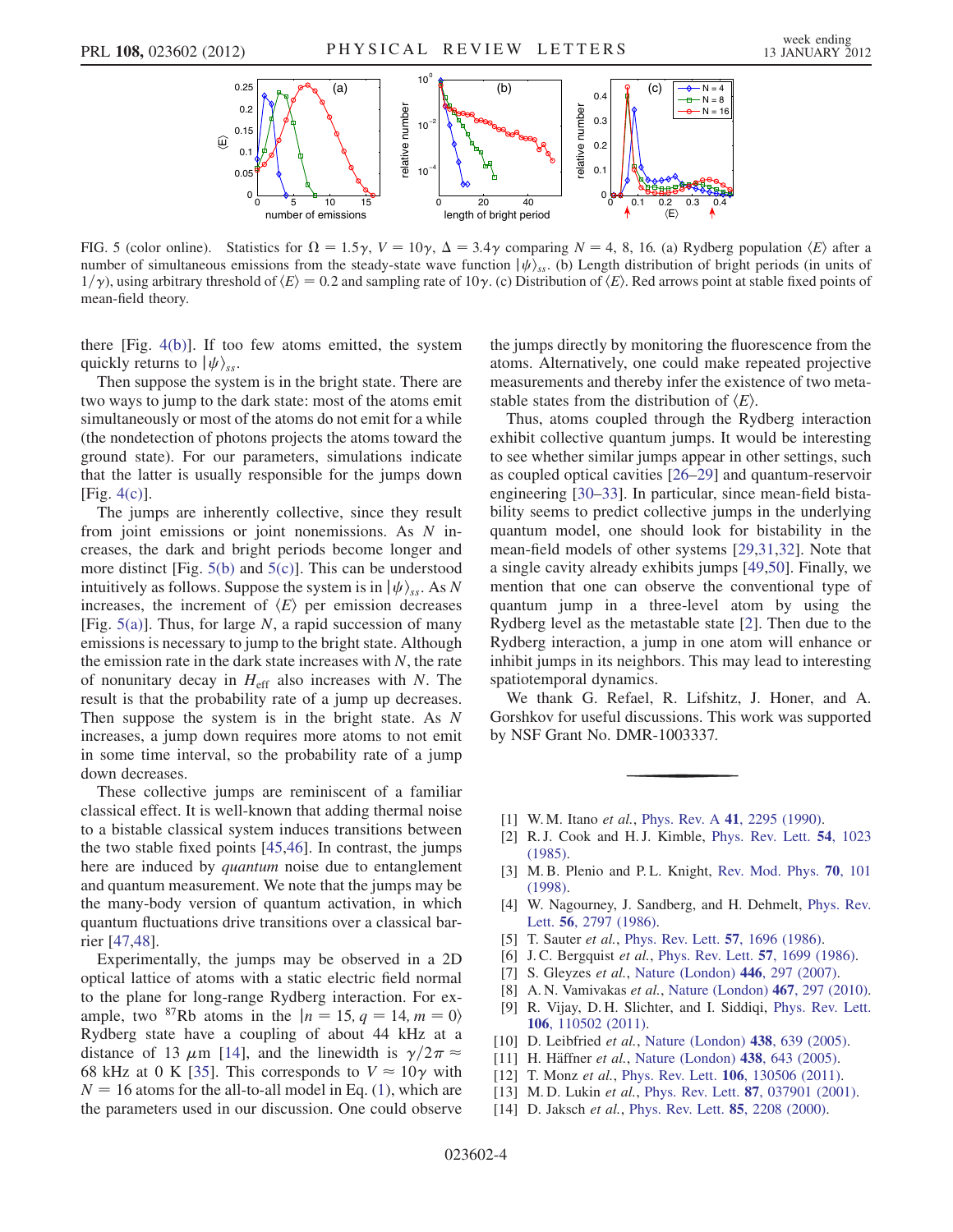FIG. 5 (color online). Statistics for $\Omega = 1.5\gamma$, $V = 10\gamma$, $\Delta = 3.4\gamma$ comparing $N = 4$, 8, 16. (a) Rydberg population $\langle E \rangle$ after a number of simultaneous emissions from the steady-state wave function $|\psi\rangle_{ss}$. (b) Length distribution of bright periods (in units of $1/\gamma$), using arbitrary threshold of $\langle E \rangle = 0.2$ and sampling rate of $10\gamma$. (c) Distribution of $\langle E \rangle$. Red arrows point at stable fixed points of mean-field theory.

there [Fig. 4(b)]. If too few atoms emitted, the system quickly returns to $|\psi\rangle_{ss}$.

Then suppose the system is in the bright state. There are two ways to jump to the dark state: most of the atoms emit simultaneously or most of the atoms do not emit for a while (the nondetection of photons projects the atoms toward the ground state). For our parameters, simulations indicate that the latter is usually responsible for the jumps down [Fig. 4(c)].

The jumps are inherently collective, since they result from joint emissions or joint nonemissions. As $N$ increases, the dark and bright periods become longer and more distinct [Fig. 5(b) and 5(c)]. This can be understood intuitively as follows. Suppose the system is in $|\psi\rangle_{ss}$. As $N$ increases, the increment of $\langle E \rangle$ per emission decreases [Fig. 5(a)]. Thus, for large $N$, a rapid succession of many emissions is necessary to jump to the bright state. Although the emission rate in the dark state increases with $N$, the rate of nonunitary decay in $H_{\text{eff}}$ also increases with $N$. The result is that the probability rate of a jump up decreases. Then suppose the system is in the bright state. As $N$ increases, a jump down requires more atoms to not emit in some time interval, so the probability rate of a jump down decreases.

These collective jumps are reminiscent of a familiar classical effect. It is well-known that adding thermal noise to a bistable classical system induces transitions between the two stable fixed points [45,46]. In contrast, the jumps here are induced by *quantum* noise due to entanglement and quantum measurement. We note that the jumps may be the many-body version of quantum activation, in which quantum fluctuations drive transitions over a classical barrier [47,48].

Experimentally, the jumps may be observed in a 2D optical lattice of atoms with a static electric field normal to the plane for long-range Rydberg interaction. For example, two $^{87}$Rb atoms in the $|n = 15, q = 14, m = 0\rangle$ Rydberg state have a coupling of about 44 kHz at a distance of 13 $\mu$m [14], and the linewidth is $\gamma/2\pi \approx$ 68 kHz at 0 K [35]. This corresponds to $V \approx 10\gamma$ with $N = 16$ atoms for the all-to-all model in Eq. (1), which are the parameters used in our discussion. One could observe the jumps directly by monitoring the fluorescence from the atoms. Alternatively, one could make repeated projective measurements and thereby infer the existence of two metastable states from the distribution of $\langle E \rangle$.

Thus, atoms coupled through the Rydberg interaction exhibit collective quantum jumps. It would be interesting to see whether similar jumps appear in other settings, such as coupled optical cavities [26–29] and quantum-reservoir engineering [30–33]. In particular, since mean-field bistability seems to predict collective jumps in the underlying quantum model, one should look for bistability in the mean-field models of other systems [29,31,32]. Note that a single cavity already exhibits jumps [49,50]. Finally, we mention that one can observe the conventional type of quantum jump in a three-level atom by using the Rydberg level as the metastable state [2]. Then due to the Rydberg interaction, a jump in one atom will enhance or inhibit jumps in its neighbors. This may lead to interesting spatiotemporal dynamics.

We thank G. Refael, R. Lifshitz, J. Honer, and A. Gorshkov for useful discussions. This work was supported by NSF Grant No. DMR-1003337.

[1] W. M. Itano *et al.*, Phys. Rev. A **41**, 2295 (1990).
[2] R. J. Cook and H. J. Kimble, Phys. Rev. Lett. **54**, 1023 (1985).
[3] M. B. Plenio and P. L. Knight, Rev. Mod. Phys. **70**, 101 (1998).
[4] W. Nagourney, J. Sandberg, and H. Dehmelt, Phys. Rev. Lett. **56**, 2797 (1986).
[5] T. Sauter *et al.*, Phys. Rev. Lett. **57**, 1696 (1986).
[6] J. C. Bergquist *et al.*, Phys. Rev. Lett. **57**, 1699 (1986).
[7] S. Gleyzes *et al.*, Nature (London) **446**, 297 (2007).
[8] A. N. Vamivakas *et al.*, Nature (London) **467**, 297 (2010).
[9] R. Vijay, D. H. Slichter, and I. Siddiqi, Phys. Rev. Lett. **106**, 110502 (2011).
[10] D. Leibfried *et al.*, Nature (London) **438**, 639 (2005).
[11] H. Häffner *et al.*, Nature (London) **438**, 643 (2005).
[12] T. Monz *et al.*, Phys. Rev. Lett. **106**, 130506 (2011).
[13] M. D. Lukin *et al.*, Phys. Rev. Lett. **87**, 037901 (2001).
[14] D. Jaksch *et al.*, Phys. Rev. Lett. **85**, 2208 (2000).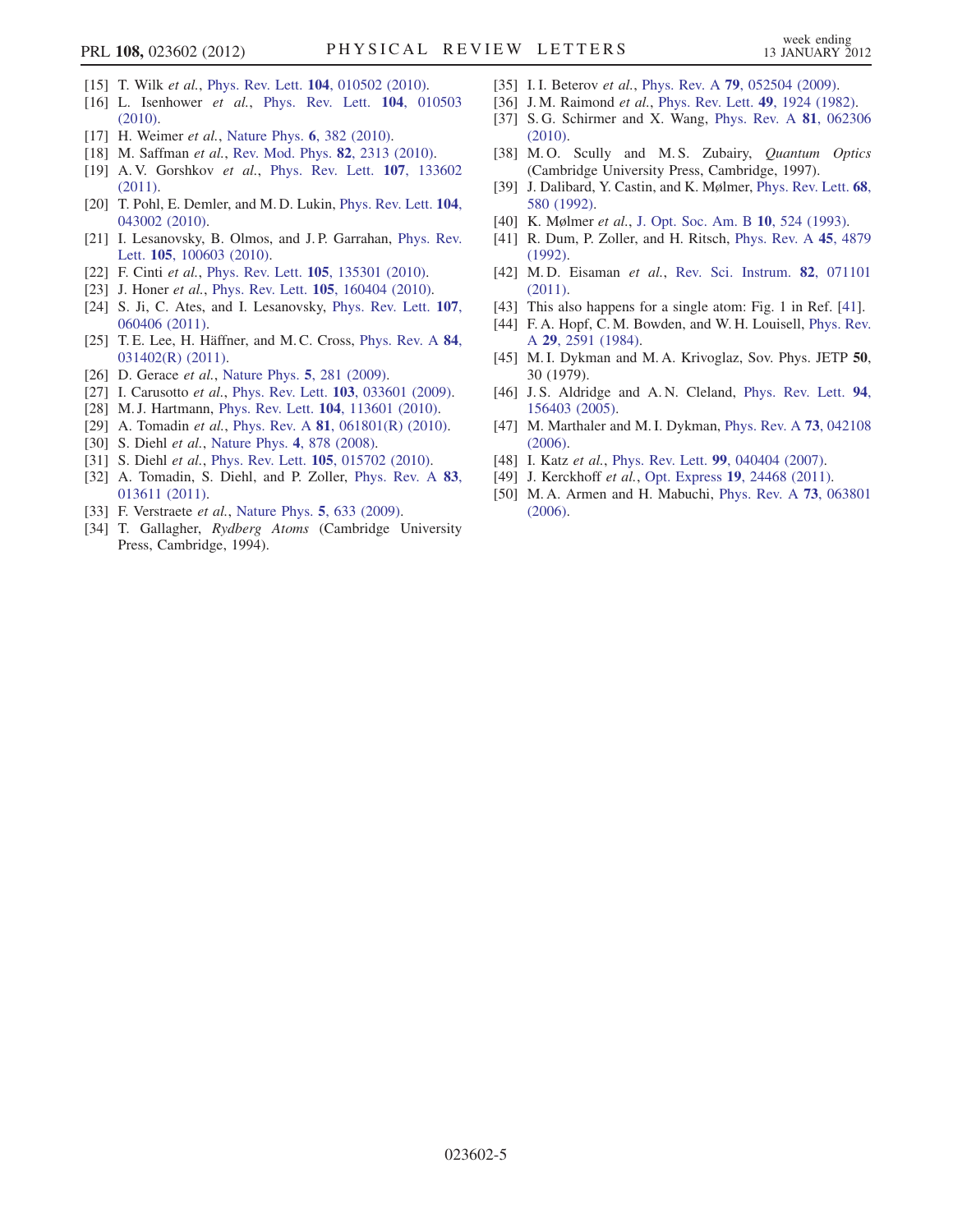[15] T. Wilk *et al.*, Phys. Rev. Lett. **104**, 010502 (2010).

[16] L. Isenhower *et al.*, Phys. Rev. Lett. **104**, 010503 (2010).

[17] H. Weimer *et al.*, Nature Phys. **6**, 382 (2010).

[18] M. Saffman *et al.*, Rev. Mod. Phys. **82**, 2313 (2010).

[19] A. V. Gorshkov *et al.*, Phys. Rev. Lett. **107**, 133602 (2011).

[20] T. Pohl, E. Demler, and M. D. Lukin, Phys. Rev. Lett. **104**, 043002 (2010).

[21] I. Lesanovsky, B. Olmos, and J. P. Garrahan, Phys. Rev. Lett. **105**, 100603 (2010).

[22] F. Cinti *et al.*, Phys. Rev. Lett. **105**, 135301 (2010).

[23] J. Honer *et al.*, Phys. Rev. Lett. **105**, 160404 (2010).

[24] S. Ji, C. Ates, and I. Lesanovsky, Phys. Rev. Lett. **107**, 060406 (2011).

[25] T. E. Lee, H. Häffner, and M. C. Cross, Phys. Rev. A **84**, 031402(R) (2011).

[26] D. Gerace *et al.*, Nature Phys. **5**, 281 (2009).

[27] I. Carusotto *et al.*, Phys. Rev. Lett. **103**, 033601 (2009).

[28] M. J. Hartmann, Phys. Rev. Lett. **104**, 113601 (2010).

[29] A. Tomadin *et al.*, Phys. Rev. A **81**, 061801(R) (2010).

[30] S. Diehl *et al.*, Nature Phys. **4**, 878 (2008).

[31] S. Diehl *et al.*, Phys. Rev. Lett. **105**, 015702 (2010).

[32] A. Tomadin, S. Diehl, and P. Zoller, Phys. Rev. A **83**, 013611 (2011).

[33] F. Verstraete *et al.*, Nature Phys. **5**, 633 (2009).

[34] T. Gallagher, *Rydberg Atoms* (Cambridge University Press, Cambridge, 1994).

[35] I. I. Beterov *et al.*, Phys. Rev. A **79**, 052504 (2009).

[36] J. M. Raimond *et al.*, Phys. Rev. Lett. **49**, 1924 (1982).

[37] S. G. Schirmer and X. Wang, Phys. Rev. A **81**, 062306 (2010).

[38] M. O. Scully and M. S. Zubairy, *Quantum Optics* (Cambridge University Press, Cambridge, 1997).

[39] J. Dalibard, Y. Castin, and K. Mølmer, Phys. Rev. Lett. **68**, 580 (1992).

[40] K. Mølmer *et al.*, J. Opt. Soc. Am. B **10**, 524 (1993).

[41] R. Dum, P. Zoller, and H. Ritsch, Phys. Rev. A **45**, 4879 (1992).

[42] M. D. Eisaman *et al.*, Rev. Sci. Instrum. **82**, 071101 (2011).

[43] This also happens for a single atom: Fig. 1 in Ref. [41].

[44] F. A. Hopf, C. M. Bowden, and W. H. Louisell, Phys. Rev. A **29**, 2591 (1984).

[45] M. I. Dykman and M. A. Krivoglaz, Sov. Phys. JETP **50**, 30 (1979).

[46] J. S. Aldridge and A. N. Cleland, Phys. Rev. Lett. **94**, 156403 (2005).

[47] M. Marthaler and M. I. Dykman, Phys. Rev. A **73**, 042108 (2006).

[48] I. Katz *et al.*, Phys. Rev. Lett. **99**, 040404 (2007).

[49] J. Kerckhoff *et al.*, Opt. Express **19**, 24468 (2011).

[50] M. A. Armen and H. Mabuchi, Phys. Rev. A **73**, 063801 (2006).